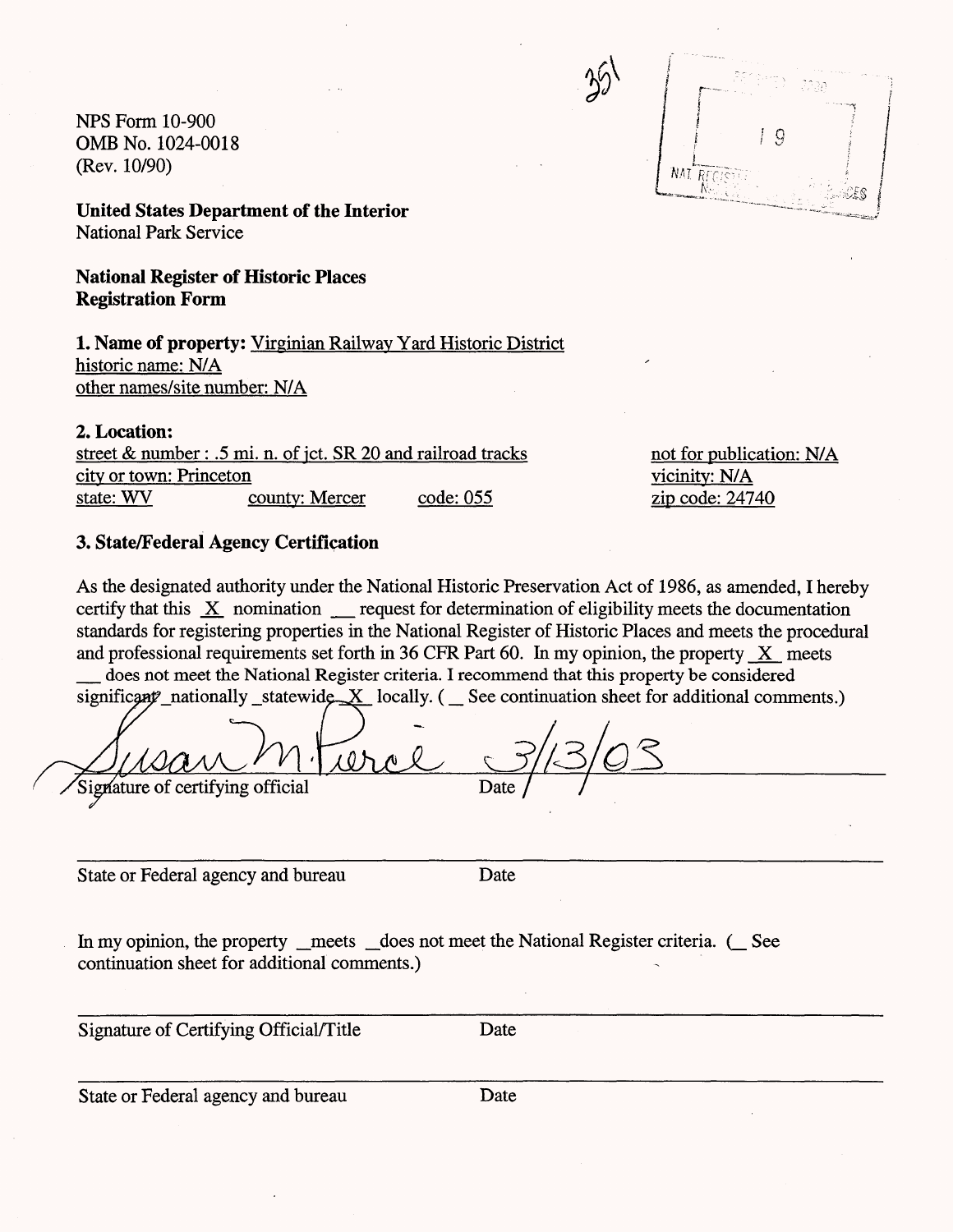NPS Form 10-900
OMB No. 1024-0018
(Rev. 10/90)

**United States Department of the Interior**
National Park Service

**National Register of Historic Places**
**Registration Form**

**1. Name of property:** Virginian Railway Yard Historic District
historic name: N/A
other names/site number: N/A

**2. Location:**
street & number : .5 mi. n. of jct. SR 20 and railroad tracks
not for publication: N/A
city or town: Princeton
vicinity: N/A
state: WV county: Mercer code: 055
zip code: 24740

**3. State/Federal Agency Certification**

As the designated authority under the National Historic Preservation Act of 1986, as amended, I hereby certify that this _X_ nomination ___ request for determination of eligibility meets the documentation standards for registering properties in the National Register of Historic Places and meets the procedural and professional requirements set forth in 36 CFR Part 60. In my opinion, the property _X_ meets ___ does not meet the National Register criteria. I recommend that this property be considered significant _nationally _statewide _X_ locally. ( __ See continuation sheet for additional comments.)

Susan M. Pierce 3/13/03

Signature of certifying official Date

State or Federal agency and bureau Date

In my opinion, the property _meets _does not meet the National Register criteria. (_ See continuation sheet for additional comments.)

Signature of Certifying Official/Title Date

State or Federal agency and bureau Date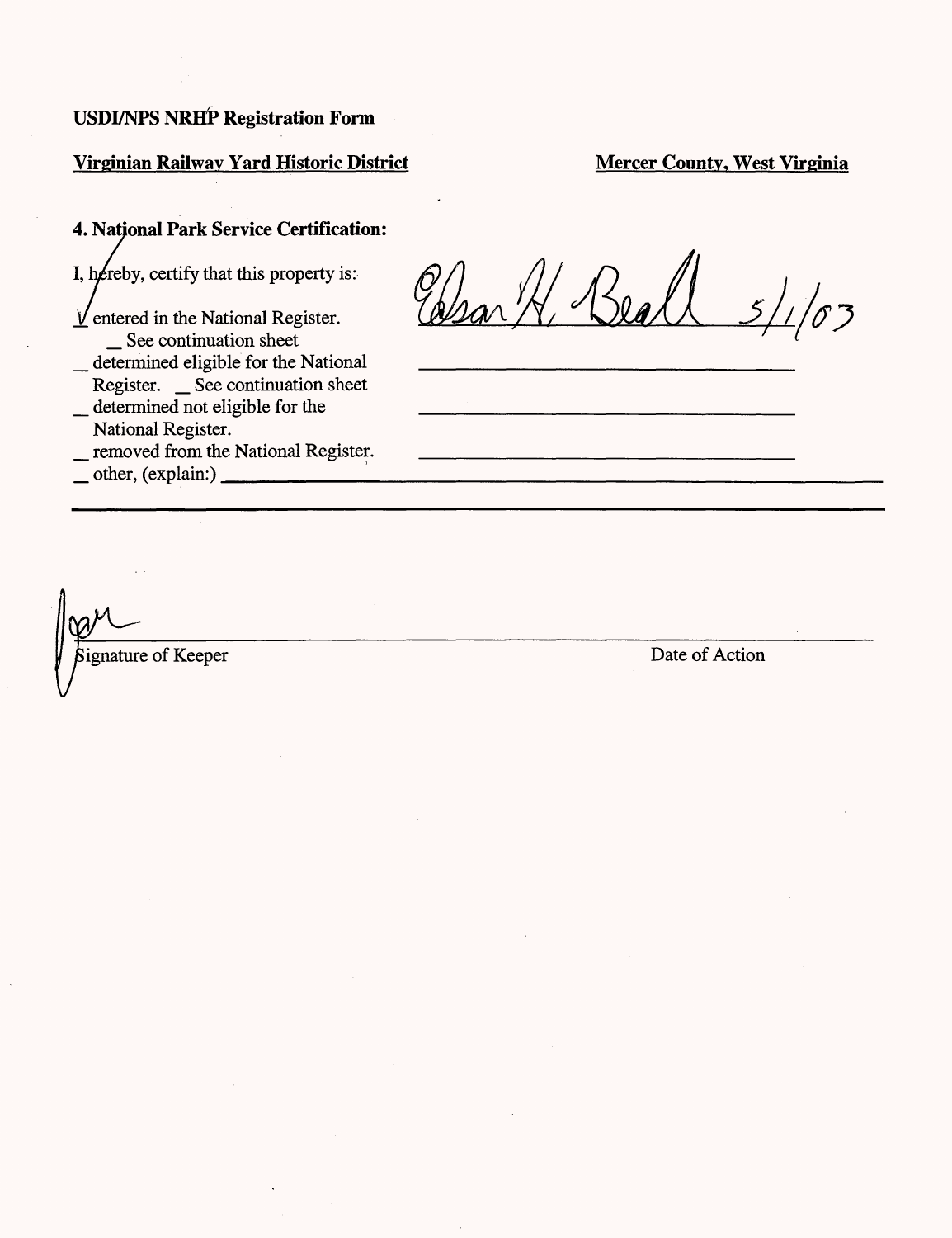**USDI/NPS NRHP Registration Form**

**Virginian Railway Yard Historic District** | **Mercer County, West Virginia**

**4. National Park Service Certification:**

I, hereby, certify that this property is:

√ entered in the National Register. Edson H. Beall 5/1/03

_ See continuation sheet

_ determined eligible for the National Register. _ See continuation sheet

_ determined not eligible for the National Register.

_ removed from the National Register.

_ other, (explain:) ____________________

Signature of Keeper | Date of Action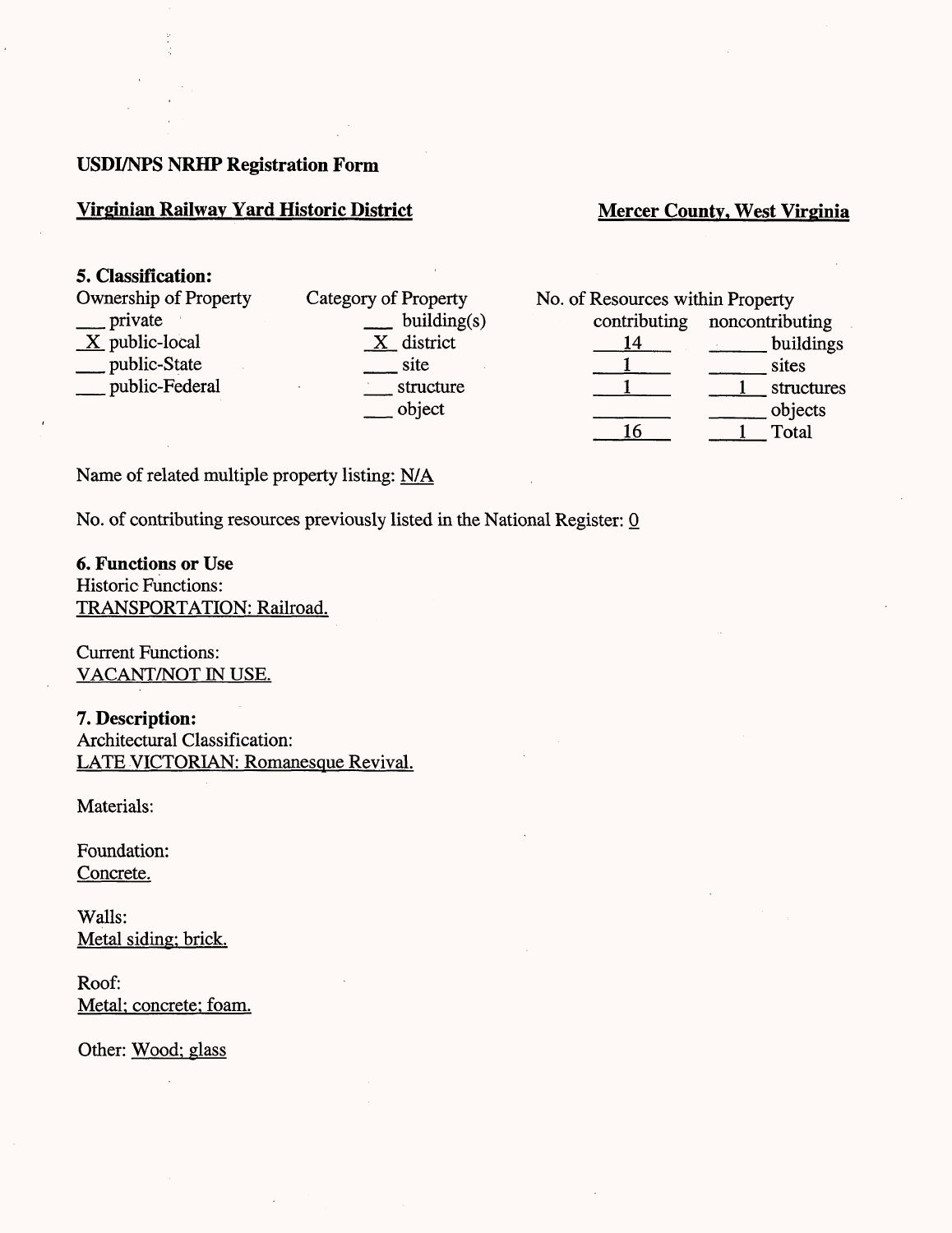**USDI/NPS NRHP Registration Form**

**Virginian Railway Yard Historic District** **Mercer County, West Virginia**

**5. Classification:**

Ownership of Property
- ___ private
- _X_ public-local
- ___ public-State
- ___ public-Federal

Category of Property
- ___ building(s)
- _X_ district
- ___ site
- ___ structure
- ___ object

No. of Resources within Property

| contributing | noncontributing | |
|---|---|---|
| 14 | | buildings |
| 1 | | sites |
| 1 | 1 | structures |
| | | objects |
| 16 | 1 | Total |

Name of related multiple property listing: N/A

No. of contributing resources previously listed in the National Register: 0

**6. Functions or Use**

Historic Functions:
TRANSPORTATION: Railroad.

Current Functions:
VACANT/NOT IN USE.

**7. Description:**

Architectural Classification:
LATE VICTORIAN: Romanesque Revival.

Materials:

Foundation:
Concrete.

Walls:
Metal siding; brick.

Roof:
Metal; concrete; foam.

Other: Wood; glass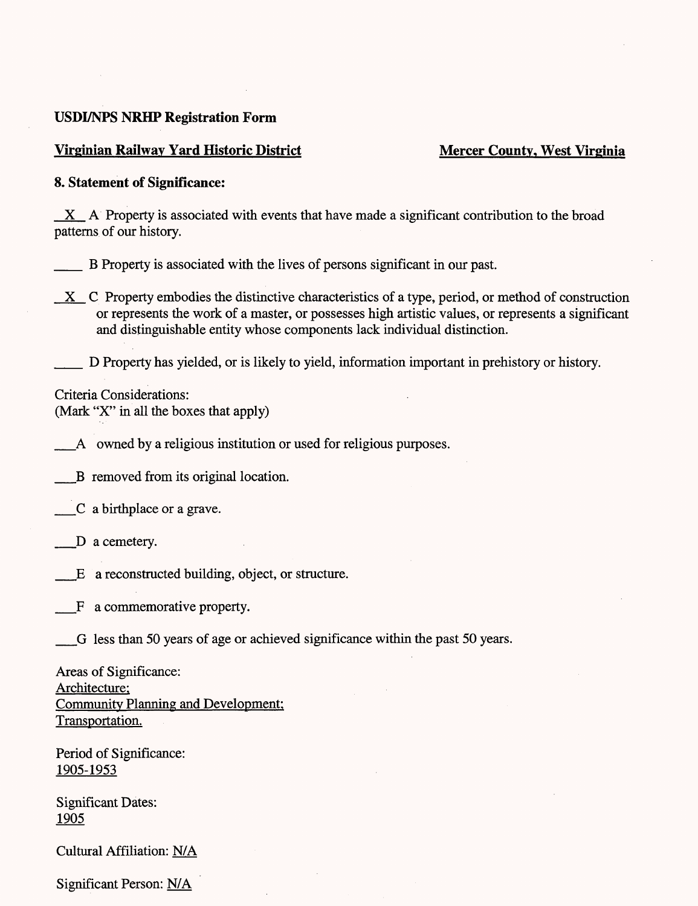**USDI/NPS NRHP Registration Form**

**Virginian Railway Yard Historic District** **Mercer County, West Virginia**

**8. Statement of Significance:**

_X_ A Property is associated with events that have made a significant contribution to the broad patterns of our history.

____ B Property is associated with the lives of persons significant in our past.

_X_ C Property embodies the distinctive characteristics of a type, period, or method of construction or represents the work of a master, or possesses high artistic values, or represents a significant and distinguishable entity whose components lack individual distinction.

____ D Property has yielded, or is likely to yield, information important in prehistory or history.

Criteria Considerations:
(Mark "X" in all the boxes that apply)

___A owned by a religious institution or used for religious purposes.

___B removed from its original location.

___C a birthplace or a grave.

___D a cemetery.

___E a reconstructed building, object, or structure.

___F a commemorative property.

___G less than 50 years of age or achieved significance within the past 50 years.

Areas of Significance:
Architecture;
Community Planning and Development;
Transportation.

Period of Significance:
1905-1953

Significant Dates:
1905

Cultural Affiliation: N/A

Significant Person: N/A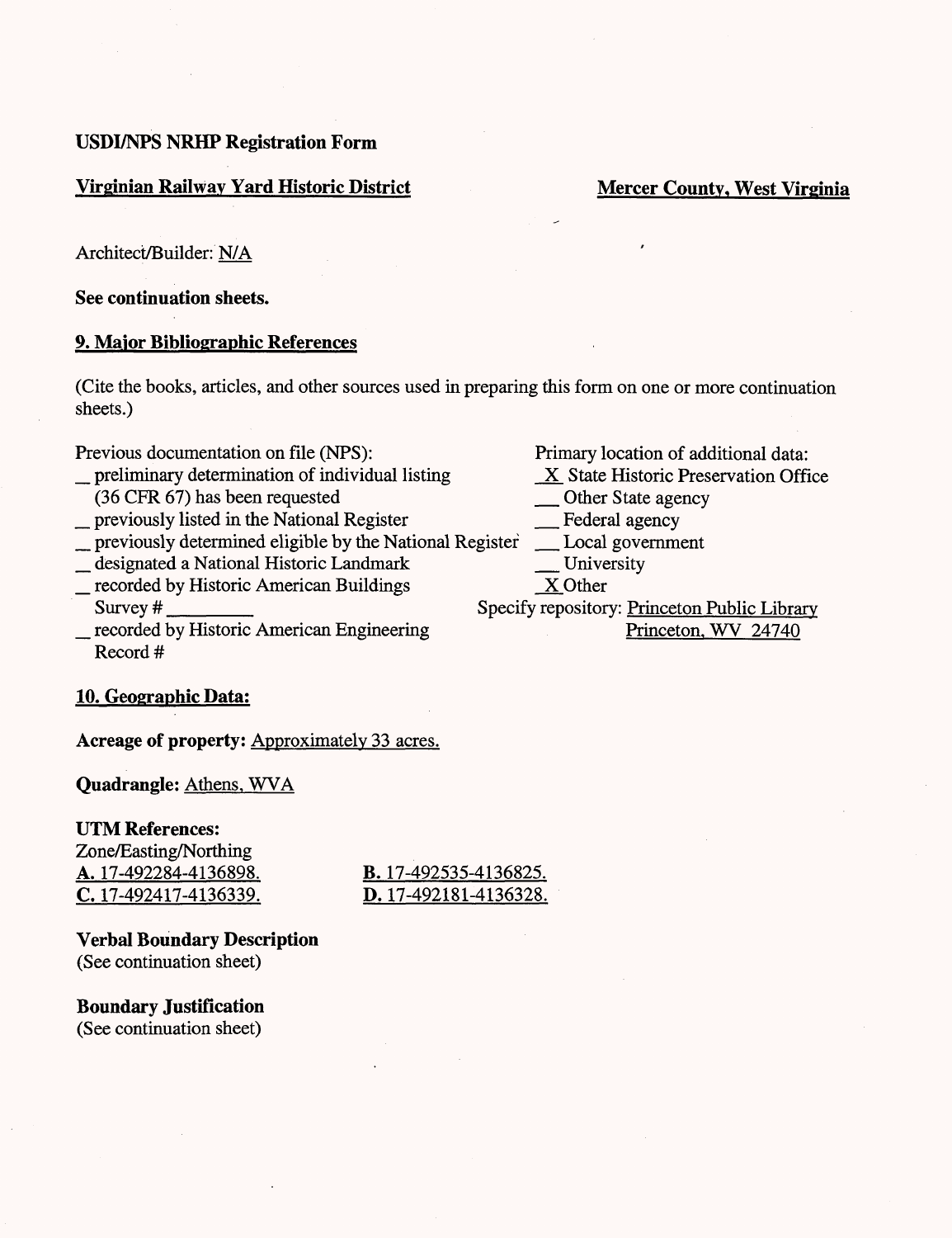**USDI/NPS NRHP Registration Form**

**Virginian Railway Yard Historic District** **Mercer County, West Virginia**

Architect/Builder: N/A

**See continuation sheets.**

## 9. Major Bibliographic References

(Cite the books, articles, and other sources used in preparing this form on one or more continuation sheets.)

Previous documentation on file (NPS):

- _ preliminary determination of individual listing (36 CFR 67) has been requested
- _ previously listed in the National Register
- _ previously determined eligible by the National Register
- _ designated a National Historic Landmark
- _ recorded by Historic American Buildings Survey # ________
- _ recorded by Historic American Engineering Record #

Primary location of additional data:

- X State Historic Preservation Office
- __ Other State agency
- __ Federal agency
- __ Local government
- __ University
- X Other

Specify repository: Princeton Public Library
Princeton, WV 24740

## 10. Geographic Data:

**Acreage of property:** Approximately 33 acres.

**Quadrangle:** Athens, WVA

**UTM References:**
Zone/Easting/Northing

**A.** 17-492284-4136898.
**B.** 17-492535-4136825.
**C.** 17-492417-4136339.
**D.** 17-492181-4136328.

**Verbal Boundary Description**
(See continuation sheet)

**Boundary Justification**
(See continuation sheet)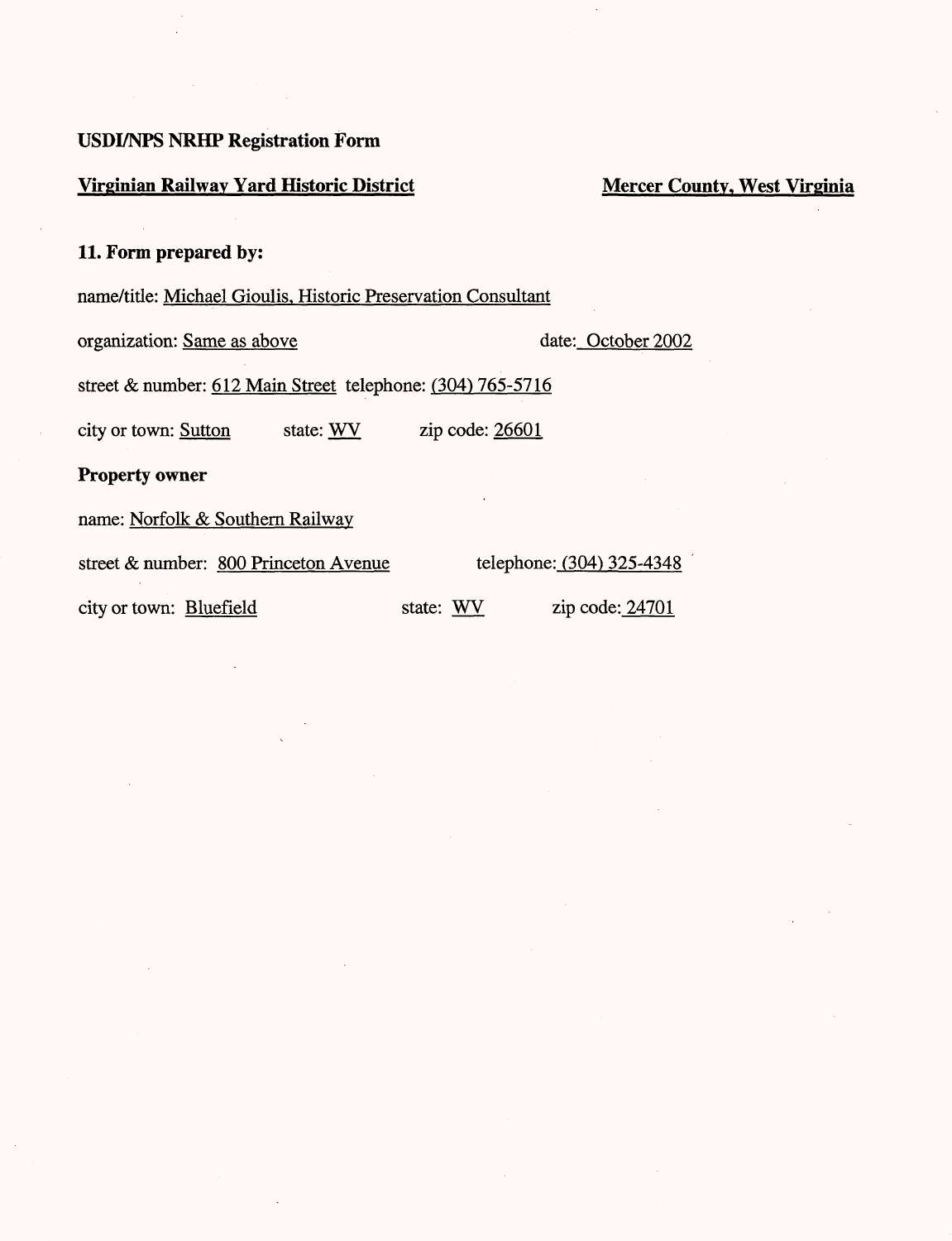**USDI/NPS NRHP Registration Form**

**Virginian Railway Yard Historic District** **Mercer County, West Virginia**

## 11. Form prepared by:

name/title: Michael Gioulis, Historic Preservation Consultant

organization: Same as above date: October 2002

street & number: 612 Main Street telephone: (304) 765-5716

city or town: Sutton state: WV zip code: 26601

### Property owner

name: Norfolk & Southern Railway

street & number: 800 Princeton Avenue telephone: (304) 325-4348

city or town: Bluefield state: WV zip code: 24701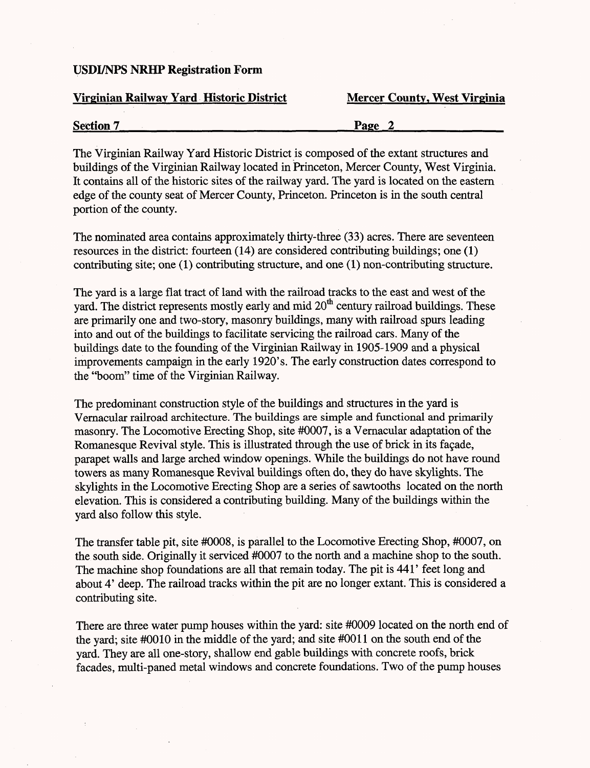The Virginian Railway Yard Historic District is composed of the extant structures and buildings of the Virginian Railway located in Princeton, Mercer County, West Virginia. It contains all of the historic sites of the railway yard. The yard is located on the eastern edge of the county seat of Mercer County, Princeton. Princeton is in the south central portion of the county.

The nominated area contains approximately thirty-three (33) acres. There are seventeen resources in the district: fourteen (14) are considered contributing buildings; one (1) contributing site; one (1) contributing structure, and one (1) non-contributing structure.

The yard is a large flat tract of land with the railroad tracks to the east and west of the yard. The district represents mostly early and mid 20th century railroad buildings. These are primarily one and two-story, masonry buildings, many with railroad spurs leading into and out of the buildings to facilitate servicing the railroad cars. Many of the buildings date to the founding of the Virginian Railway in 1905-1909 and a physical improvements campaign in the early 1920's. The early construction dates correspond to the "boom" time of the Virginian Railway.

The predominant construction style of the buildings and structures in the yard is Vernacular railroad architecture. The buildings are simple and functional and primarily masonry. The Locomotive Erecting Shop, site #0007, is a Vernacular adaptation of the Romanesque Revival style. This is illustrated through the use of brick in its façade, parapet walls and large arched window openings. While the buildings do not have round towers as many Romanesque Revival buildings often do, they do have skylights. The skylights in the Locomotive Erecting Shop are a series of sawtooths located on the north elevation. This is considered a contributing building. Many of the buildings within the yard also follow this style.

The transfer table pit, site #0008, is parallel to the Locomotive Erecting Shop, #0007, on the south side. Originally it serviced #0007 to the north and a machine shop to the south. The machine shop foundations are all that remain today. The pit is 441' feet long and about 4' deep. The railroad tracks within the pit are no longer extant. This is considered a contributing site.

There are three water pump houses within the yard: site #0009 located on the north end of the yard; site #0010 in the middle of the yard; and site #0011 on the south end of the yard. They are all one-story, shallow end gable buildings with concrete roofs, brick facades, multi-paned metal windows and concrete foundations. Two of the pump houses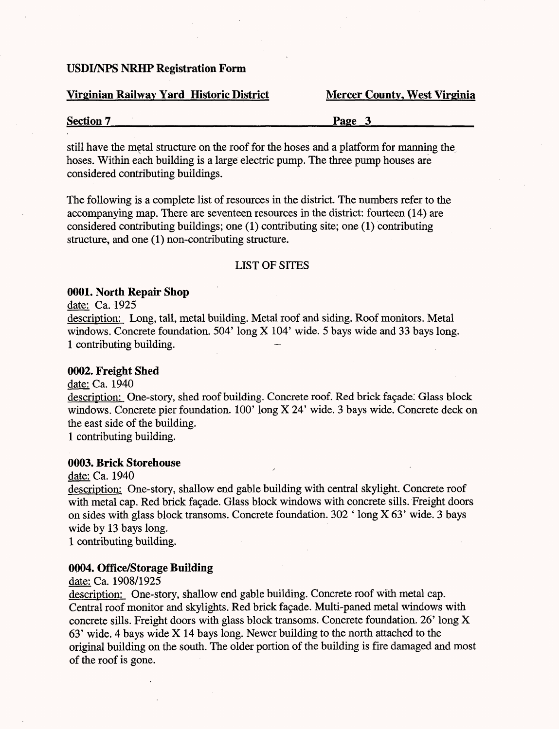still have the metal structure on the roof for the hoses and a platform for manning the hoses. Within each building is a large electric pump. The three pump houses are considered contributing buildings.

The following is a complete list of resources in the district. The numbers refer to the accompanying map. There are seventeen resources in the district: fourteen (14) are considered contributing buildings; one (1) contributing site; one (1) contributing structure, and one (1) non-contributing structure.

LIST OF SITES

**0001. North Repair Shop**

date: Ca. 1925

description: Long, tall, metal building. Metal roof and siding. Roof monitors. Metal windows. Concrete foundation. 504' long X 104' wide. 5 bays wide and 33 bays long.
1 contributing building.

**0002. Freight Shed**

date: Ca. 1940

description: One-story, shed roof building. Concrete roof. Red brick façade. Glass block windows. Concrete pier foundation. 100' long X 24' wide. 3 bays wide. Concrete deck on the east side of the building.
1 contributing building.

**0003. Brick Storehouse**

date: Ca. 1940

description: One-story, shallow end gable building with central skylight. Concrete roof with metal cap. Red brick façade. Glass block windows with concrete sills. Freight doors on sides with glass block transoms. Concrete foundation. 302 ' long X 63' wide. 3 bays wide by 13 bays long.
1 contributing building.

**0004. Office/Storage Building**

date: Ca. 1908/1925

description: One-story, shallow end gable building. Concrete roof with metal cap. Central roof monitor and skylights. Red brick façade. Multi-paned metal windows with concrete sills. Freight doors with glass block transoms. Concrete foundation. 26' long X 63' wide. 4 bays wide X 14 bays long. Newer building to the north attached to the original building on the south. The older portion of the building is fire damaged and most of the roof is gone.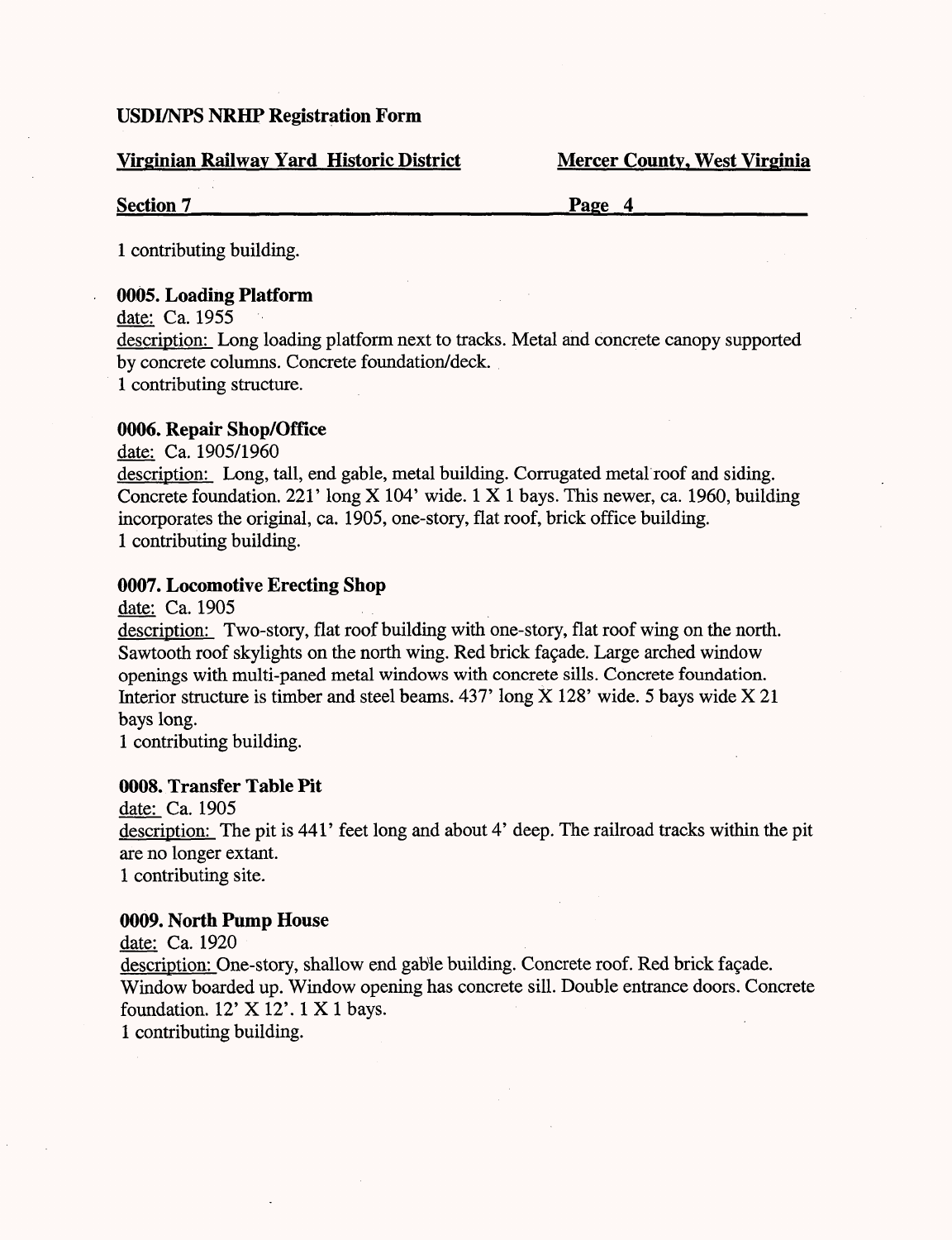1 contributing building.

**0005. Loading Platform**

date: Ca. 1955

description: Long loading platform next to tracks. Metal and concrete canopy supported by concrete columns. Concrete foundation/deck.

1 contributing structure.

**0006. Repair Shop/Office**

date: Ca. 1905/1960

description: Long, tall, end gable, metal building. Corrugated metal roof and siding. Concrete foundation. 221' long X 104' wide. 1 X 1 bays. This newer, ca. 1960, building incorporates the original, ca. 1905, one-story, flat roof, brick office building.

1 contributing building.

**0007. Locomotive Erecting Shop**

date: Ca. 1905

description: Two-story, flat roof building with one-story, flat roof wing on the north. Sawtooth roof skylights on the north wing. Red brick façade. Large arched window openings with multi-paned metal windows with concrete sills. Concrete foundation. Interior structure is timber and steel beams. 437' long X 128' wide. 5 bays wide X 21 bays long.

1 contributing building.

**0008. Transfer Table Pit**

date: Ca. 1905

description: The pit is 441' feet long and about 4' deep. The railroad tracks within the pit are no longer extant.

1 contributing site.

**0009. North Pump House**

date: Ca. 1920

description: One-story, shallow end gable building. Concrete roof. Red brick façade. Window boarded up. Window opening has concrete sill. Double entrance doors. Concrete foundation. 12' X 12'. 1 X 1 bays.

1 contributing building.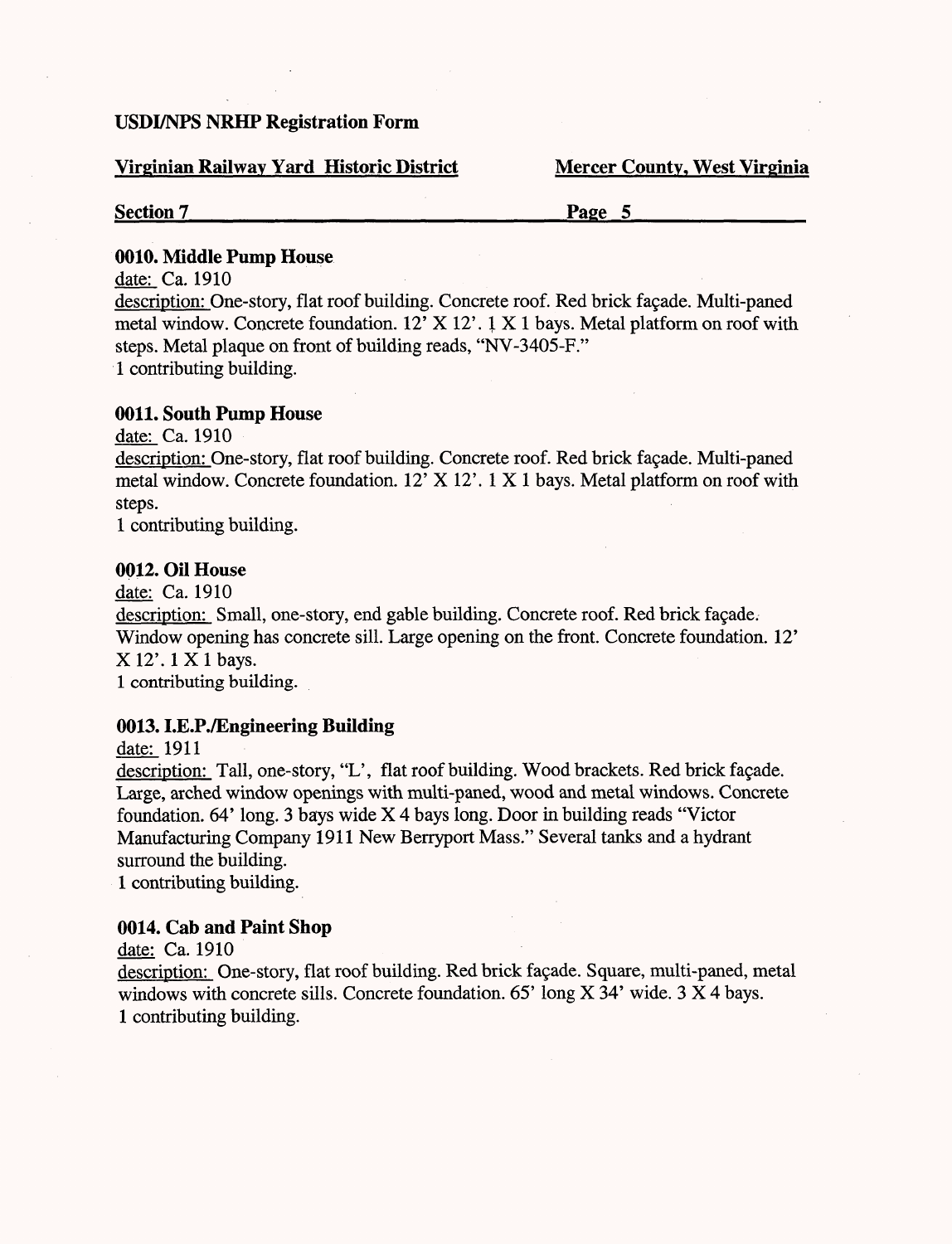### 0010. Middle Pump House

date: Ca. 1910

description: One-story, flat roof building. Concrete roof. Red brick façade. Multi-paned metal window. Concrete foundation. 12' X 12'. 1 X 1 bays. Metal platform on roof with steps. Metal plaque on front of building reads, "NV-3405-F."

1 contributing building.

### 0011. South Pump House

date: Ca. 1910

description: One-story, flat roof building. Concrete roof. Red brick façade. Multi-paned metal window. Concrete foundation. 12' X 12'. 1 X 1 bays. Metal platform on roof with steps.

1 contributing building.

### 0012. Oil House

date: Ca. 1910

description: Small, one-story, end gable building. Concrete roof. Red brick façade. Window opening has concrete sill. Large opening on the front. Concrete foundation. 12' X 12'. 1 X 1 bays.

1 contributing building.

### 0013. I.E.P./Engineering Building

date: 1911

description: Tall, one-story, "L', flat roof building. Wood brackets. Red brick façade. Large, arched window openings with multi-paned, wood and metal windows. Concrete foundation. 64' long. 3 bays wide X 4 bays long. Door in building reads "Victor Manufacturing Company 1911 New Berryport Mass." Several tanks and a hydrant surround the building.

1 contributing building.

### 0014. Cab and Paint Shop

date: Ca. 1910

description: One-story, flat roof building. Red brick façade. Square, multi-paned, metal windows with concrete sills. Concrete foundation. 65' long X 34' wide. 3 X 4 bays.

1 contributing building.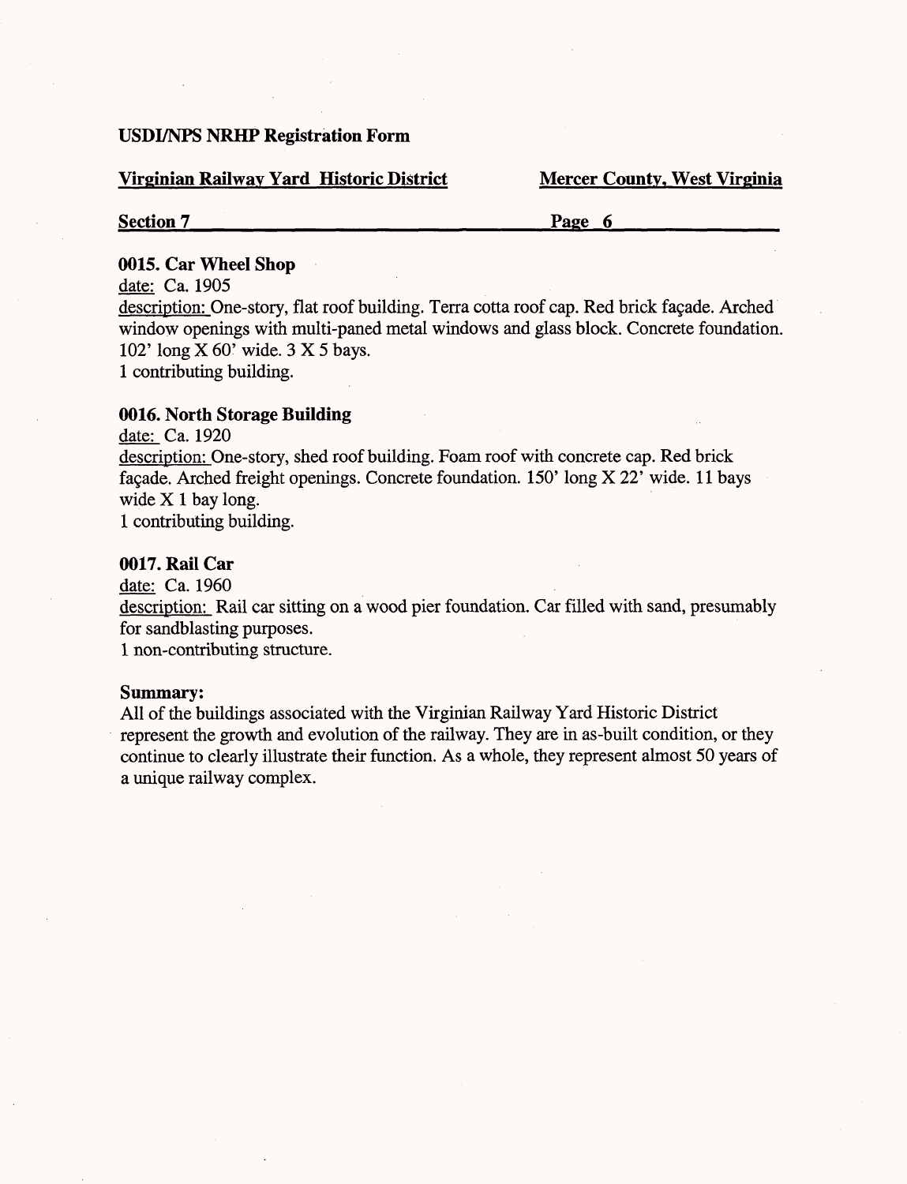### 0015. Car Wheel Shop

date: Ca. 1905

description: One-story, flat roof building. Terra cotta roof cap. Red brick façade. Arched window openings with multi-paned metal windows and glass block. Concrete foundation. 102' long X 60' wide. 3 X 5 bays.

1 contributing building.

### 0016. North Storage Building

date: Ca. 1920

description: One-story, shed roof building. Foam roof with concrete cap. Red brick façade. Arched freight openings. Concrete foundation. 150' long X 22' wide. 11 bays wide X 1 bay long.

1 contributing building.

### 0017. Rail Car

date: Ca. 1960

description: Rail car sitting on a wood pier foundation. Car filled with sand, presumably for sandblasting purposes.

1 non-contributing structure.

### Summary:

All of the buildings associated with the Virginian Railway Yard Historic District represent the growth and evolution of the railway. They are in as-built condition, or they continue to clearly illustrate their function. As a whole, they represent almost 50 years of a unique railway complex.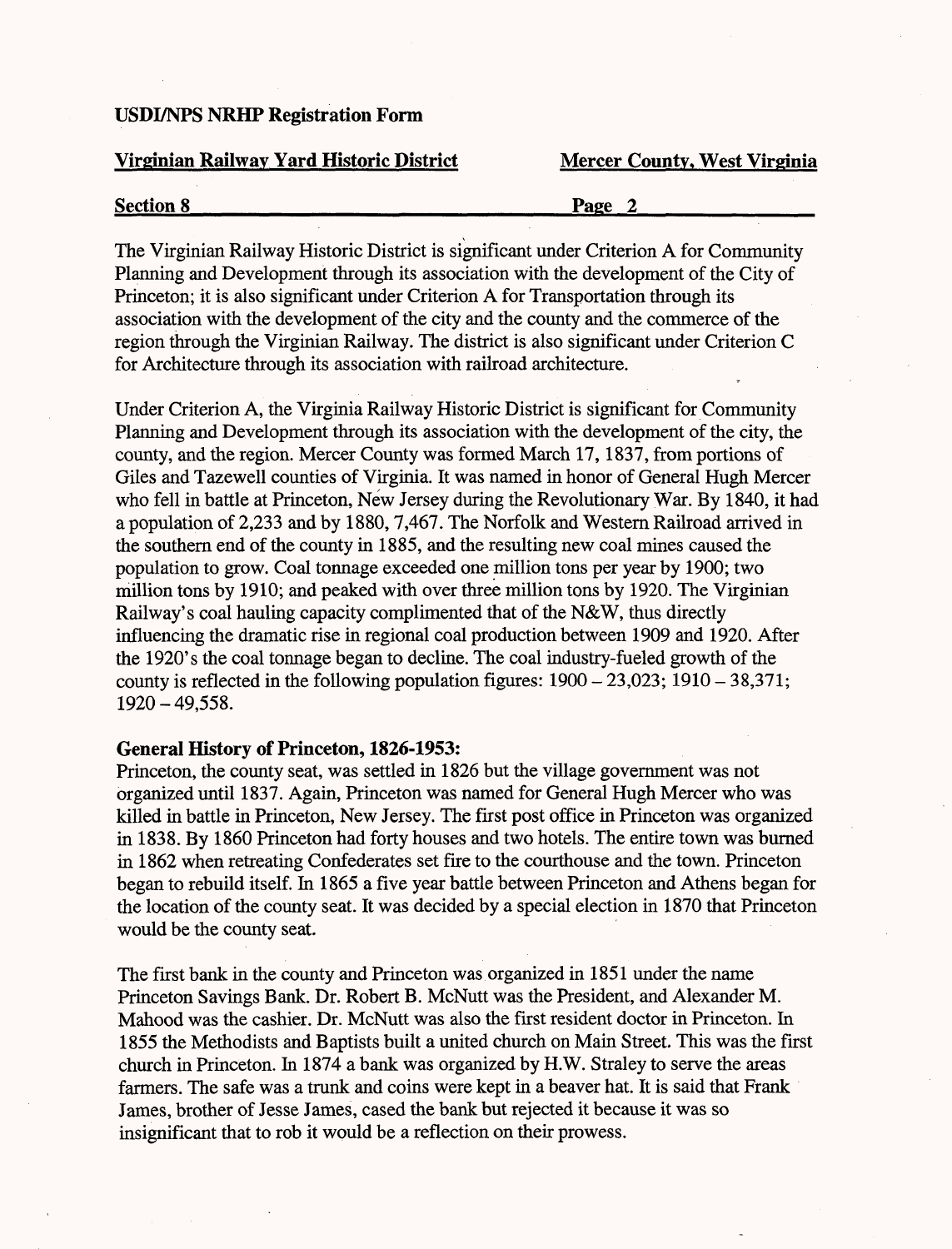The Virginian Railway Historic District is significant under Criterion A for Community Planning and Development through its association with the development of the City of Princeton; it is also significant under Criterion A for Transportation through its association with the development of the city and the county and the commerce of the region through the Virginian Railway. The district is also significant under Criterion C for Architecture through its association with railroad architecture.

Under Criterion A, the Virginia Railway Historic District is significant for Community Planning and Development through its association with the development of the city, the county, and the region. Mercer County was formed March 17, 1837, from portions of Giles and Tazewell counties of Virginia. It was named in honor of General Hugh Mercer who fell in battle at Princeton, New Jersey during the Revolutionary War. By 1840, it had a population of 2,233 and by 1880, 7,467. The Norfolk and Western Railroad arrived in the southern end of the county in 1885, and the resulting new coal mines caused the population to grow. Coal tonnage exceeded one million tons per year by 1900; two million tons by 1910; and peaked with over three million tons by 1920. The Virginian Railway's coal hauling capacity complimented that of the N&W, thus directly influencing the dramatic rise in regional coal production between 1909 and 1920. After the 1920's the coal tonnage began to decline. The coal industry-fueled growth of the county is reflected in the following population figures: 1900 – 23,023; 1910 – 38,371; 1920 – 49,558.

**General History of Princeton, 1826-1953:**

Princeton, the county seat, was settled in 1826 but the village government was not organized until 1837. Again, Princeton was named for General Hugh Mercer who was killed in battle in Princeton, New Jersey. The first post office in Princeton was organized in 1838. By 1860 Princeton had forty houses and two hotels. The entire town was burned in 1862 when retreating Confederates set fire to the courthouse and the town. Princeton began to rebuild itself. In 1865 a five year battle between Princeton and Athens began for the location of the county seat. It was decided by a special election in 1870 that Princeton would be the county seat.

The first bank in the county and Princeton was organized in 1851 under the name Princeton Savings Bank. Dr. Robert B. McNutt was the President, and Alexander M. Mahood was the cashier. Dr. McNutt was also the first resident doctor in Princeton. In 1855 the Methodists and Baptists built a united church on Main Street. This was the first church in Princeton. In 1874 a bank was organized by H.W. Straley to serve the areas farmers. The safe was a trunk and coins were kept in a beaver hat. It is said that Frank James, brother of Jesse James, cased the bank but rejected it because it was so insignificant that to rob it would be a reflection on their prowess.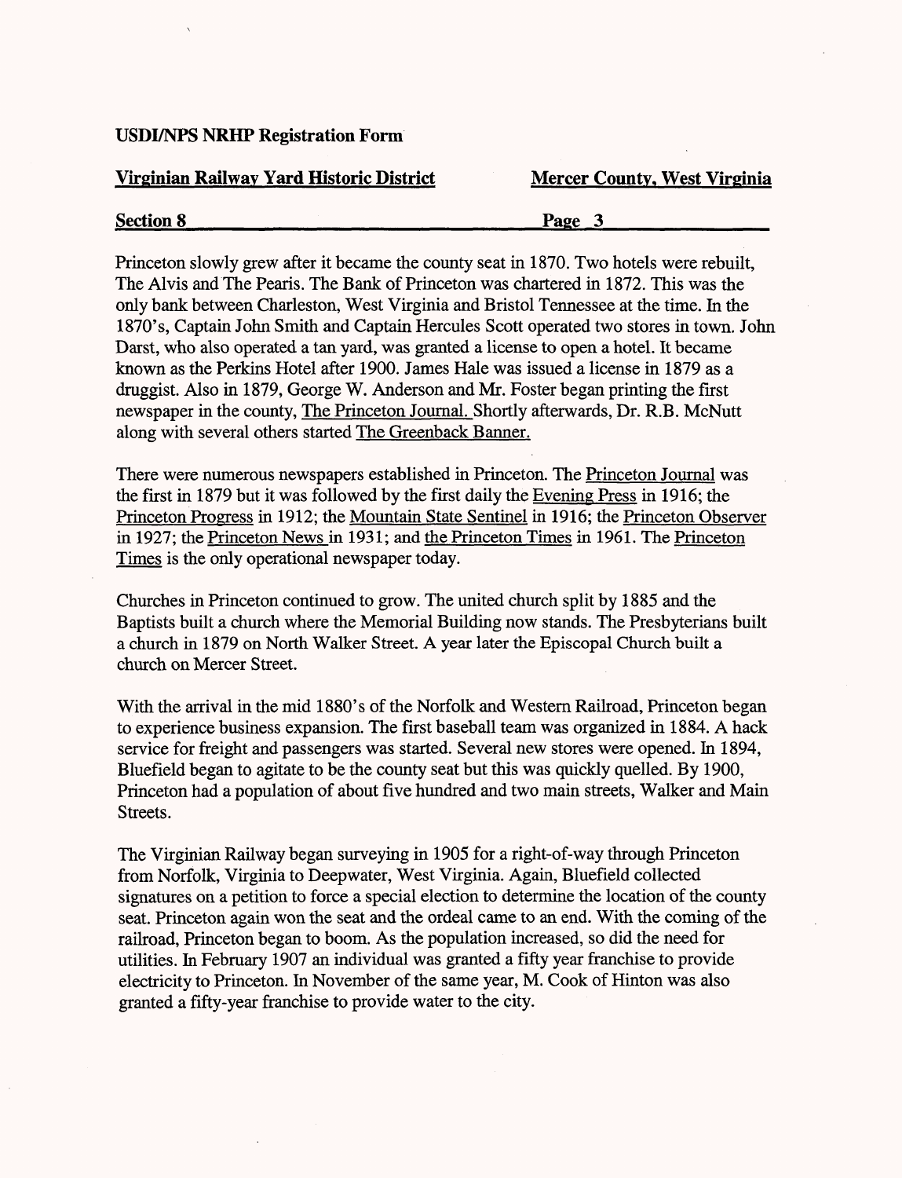Princeton slowly grew after it became the county seat in 1870. Two hotels were rebuilt, The Alvis and The Pearis. The Bank of Princeton was chartered in 1872. This was the only bank between Charleston, West Virginia and Bristol Tennessee at the time. In the 1870's, Captain John Smith and Captain Hercules Scott operated two stores in town. John Darst, who also operated a tan yard, was granted a license to open a hotel. It became known as the Perkins Hotel after 1900. James Hale was issued a license in 1879 as a druggist. Also in 1879, George W. Anderson and Mr. Foster began printing the first newspaper in the county, The Princeton Journal. Shortly afterwards, Dr. R.B. McNutt along with several others started The Greenback Banner.

There were numerous newspapers established in Princeton. The Princeton Journal was the first in 1879 but it was followed by the first daily the Evening Press in 1916; the Princeton Progress in 1912; the Mountain State Sentinel in 1916; the Princeton Observer in 1927; the Princeton News in 1931; and the Princeton Times in 1961. The Princeton Times is the only operational newspaper today.

Churches in Princeton continued to grow. The united church split by 1885 and the Baptists built a church where the Memorial Building now stands. The Presbyterians built a church in 1879 on North Walker Street. A year later the Episcopal Church built a church on Mercer Street.

With the arrival in the mid 1880's of the Norfolk and Western Railroad, Princeton began to experience business expansion. The first baseball team was organized in 1884. A hack service for freight and passengers was started. Several new stores were opened. In 1894, Bluefield began to agitate to be the county seat but this was quickly quelled. By 1900, Princeton had a population of about five hundred and two main streets, Walker and Main Streets.

The Virginian Railway began surveying in 1905 for a right-of-way through Princeton from Norfolk, Virginia to Deepwater, West Virginia. Again, Bluefield collected signatures on a petition to force a special election to determine the location of the county seat. Princeton again won the seat and the ordeal came to an end. With the coming of the railroad, Princeton began to boom. As the population increased, so did the need for utilities. In February 1907 an individual was granted a fifty year franchise to provide electricity to Princeton. In November of the same year, M. Cook of Hinton was also granted a fifty-year franchise to provide water to the city.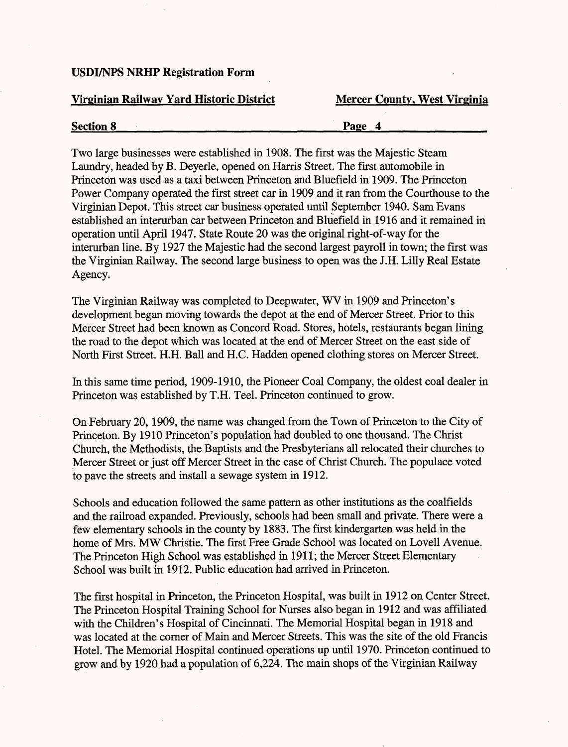Two large businesses were established in 1908. The first was the Majestic Steam Laundry, headed by B. Deyerle, opened on Harris Street. The first automobile in Princeton was used as a taxi between Princeton and Bluefield in 1909. The Princeton Power Company operated the first street car in 1909 and it ran from the Courthouse to the Virginian Depot. This street car business operated until September 1940. Sam Evans established an interurban car between Princeton and Bluefield in 1916 and it remained in operation until April 1947. State Route 20 was the original right-of-way for the interurban line. By 1927 the Majestic had the second largest payroll in town; the first was the Virginian Railway. The second large business to open was the J.H. Lilly Real Estate Agency.

The Virginian Railway was completed to Deepwater, WV in 1909 and Princeton's development began moving towards the depot at the end of Mercer Street. Prior to this Mercer Street had been known as Concord Road. Stores, hotels, restaurants began lining the road to the depot which was located at the end of Mercer Street on the east side of North First Street. H.H. Ball and H.C. Hadden opened clothing stores on Mercer Street.

In this same time period, 1909-1910, the Pioneer Coal Company, the oldest coal dealer in Princeton was established by T.H. Teel. Princeton continued to grow.

On February 20, 1909, the name was changed from the Town of Princeton to the City of Princeton. By 1910 Princeton's population had doubled to one thousand. The Christ Church, the Methodists, the Baptists and the Presbyterians all relocated their churches to Mercer Street or just off Mercer Street in the case of Christ Church. The populace voted to pave the streets and install a sewage system in 1912.

Schools and education followed the same pattern as other institutions as the coalfields and the railroad expanded. Previously, schools had been small and private. There were a few elementary schools in the county by 1883. The first kindergarten was held in the home of Mrs. MW Christie. The first Free Grade School was located on Lovell Avenue. The Princeton High School was established in 1911; the Mercer Street Elementary School was built in 1912. Public education had arrived in Princeton.

The first hospital in Princeton, the Princeton Hospital, was built in 1912 on Center Street. The Princeton Hospital Training School for Nurses also began in 1912 and was affiliated with the Children's Hospital of Cincinnati. The Memorial Hospital began in 1918 and was located at the corner of Main and Mercer Streets. This was the site of the old Francis Hotel. The Memorial Hospital continued operations up until 1970. Princeton continued to grow and by 1920 had a population of 6,224. The main shops of the Virginian Railway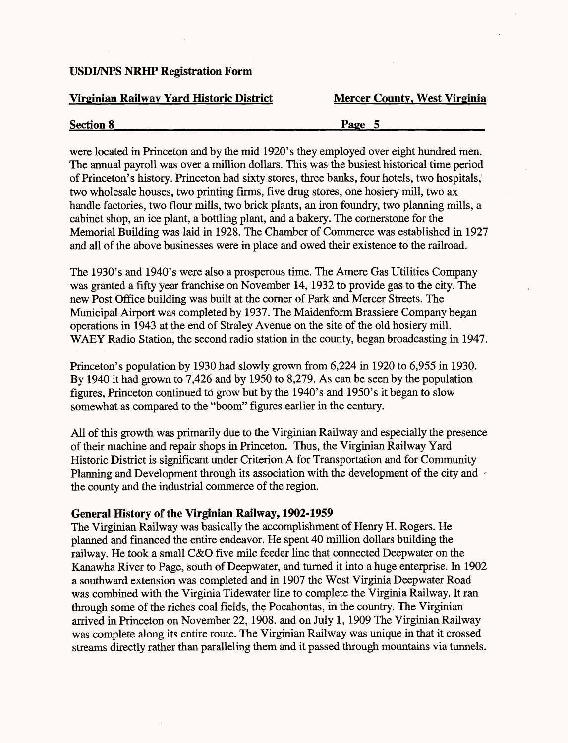were located in Princeton and by the mid 1920's they employed over eight hundred men. The annual payroll was over a million dollars. This was the busiest historical time period of Princeton's history. Princeton had sixty stores, three banks, four hotels, two hospitals, two wholesale houses, two printing firms, five drug stores, one hosiery mill, two ax handle factories, two flour mills, two brick plants, an iron foundry, two planning mills, a cabinet shop, an ice plant, a bottling plant, and a bakery. The cornerstone for the Memorial Building was laid in 1928. The Chamber of Commerce was established in 1927 and all of the above businesses were in place and owed their existence to the railroad.

The 1930's and 1940's were also a prosperous time. The Amere Gas Utilities Company was granted a fifty year franchise on November 14, 1932 to provide gas to the city. The new Post Office building was built at the corner of Park and Mercer Streets. The Municipal Airport was completed by 1937. The Maidenform Brassiere Company began operations in 1943 at the end of Straley Avenue on the site of the old hosiery mill. WAEY Radio Station, the second radio station in the county, began broadcasting in 1947.

Princeton's population by 1930 had slowly grown from 6,224 in 1920 to 6,955 in 1930. By 1940 it had grown to 7,426 and by 1950 to 8,279. As can be seen by the population figures, Princeton continued to grow but by the 1940's and 1950's it began to slow somewhat as compared to the "boom" figures earlier in the century.

All of this growth was primarily due to the Virginian Railway and especially the presence of their machine and repair shops in Princeton. Thus, the Virginian Railway Yard Historic District is significant under Criterion A for Transportation and for Community Planning and Development through its association with the development of the city and the county and the industrial commerce of the region.

**General History of the Virginian Railway, 1902-1959**

The Virginian Railway was basically the accomplishment of Henry H. Rogers. He planned and financed the entire endeavor. He spent 40 million dollars building the railway. He took a small C&O five mile feeder line that connected Deepwater on the Kanawha River to Page, south of Deepwater, and turned it into a huge enterprise. In 1902 a southward extension was completed and in 1907 the West Virginia Deepwater Road was combined with the Virginia Tidewater line to complete the Virginia Railway. It ran through some of the riches coal fields, the Pocahontas, in the country. The Virginian arrived in Princeton on November 22, 1908. and on July 1, 1909 The Virginian Railway was complete along its entire route. The Virginian Railway was unique in that it crossed streams directly rather than paralleling them and it passed through mountains via tunnels.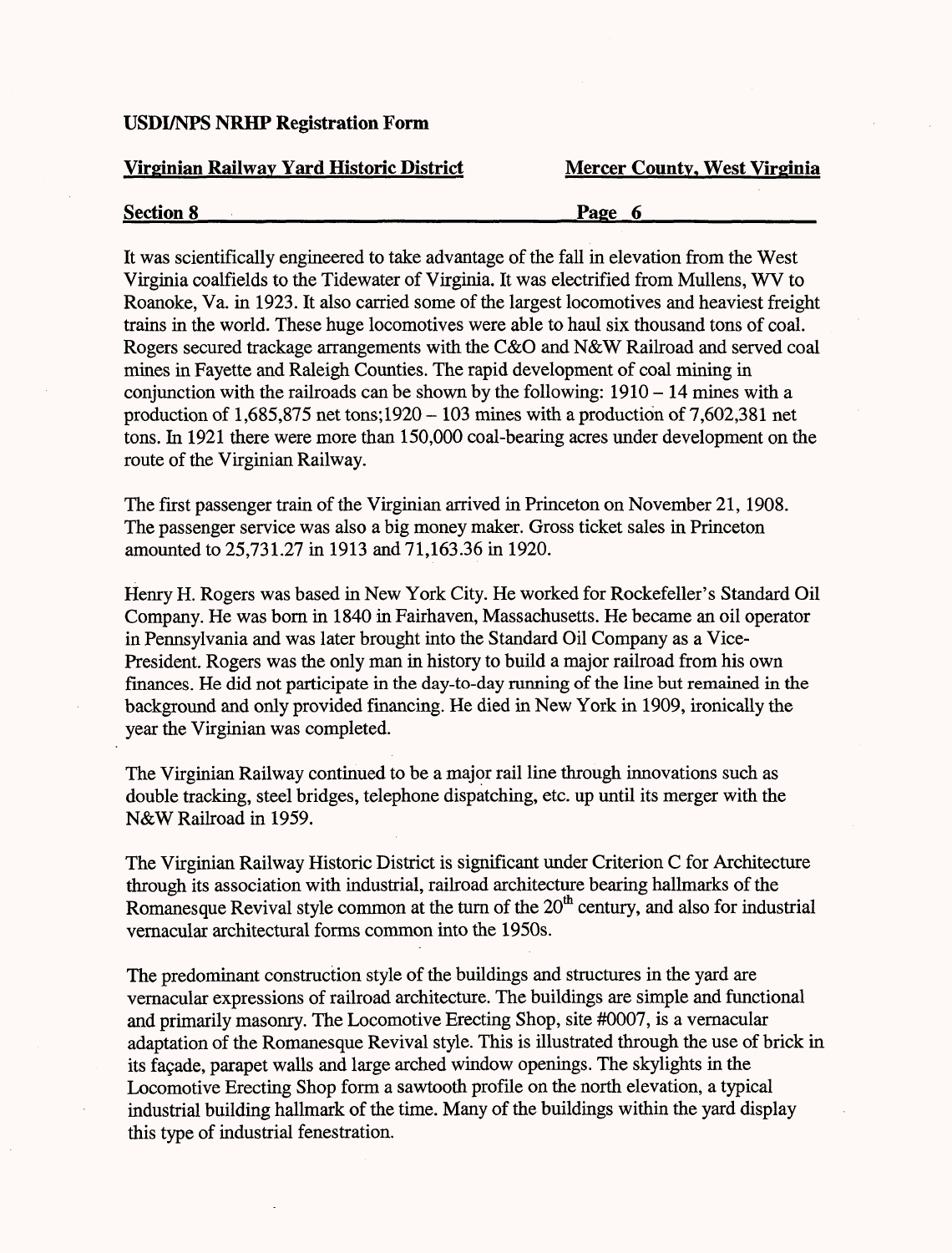It was scientifically engineered to take advantage of the fall in elevation from the West Virginia coalfields to the Tidewater of Virginia. It was electrified from Mullens, WV to Roanoke, Va. in 1923. It also carried some of the largest locomotives and heaviest freight trains in the world. These huge locomotives were able to haul six thousand tons of coal. Rogers secured trackage arrangements with the C&O and N&W Railroad and served coal mines in Fayette and Raleigh Counties. The rapid development of coal mining in conjunction with the railroads can be shown by the following: 1910 – 14 mines with a production of 1,685,875 net tons;1920 – 103 mines with a production of 7,602,381 net tons. In 1921 there were more than 150,000 coal-bearing acres under development on the route of the Virginian Railway.

The first passenger train of the Virginian arrived in Princeton on November 21, 1908. The passenger service was also a big money maker. Gross ticket sales in Princeton amounted to 25,731.27 in 1913 and 71,163.36 in 1920.

Henry H. Rogers was based in New York City. He worked for Rockefeller's Standard Oil Company. He was born in 1840 in Fairhaven, Massachusetts. He became an oil operator in Pennsylvania and was later brought into the Standard Oil Company as a Vice-President. Rogers was the only man in history to build a major railroad from his own finances. He did not participate in the day-to-day running of the line but remained in the background and only provided financing. He died in New York in 1909, ironically the year the Virginian was completed.

The Virginian Railway continued to be a major rail line through innovations such as double tracking, steel bridges, telephone dispatching, etc. up until its merger with the N&W Railroad in 1959.

The Virginian Railway Historic District is significant under Criterion C for Architecture through its association with industrial, railroad architecture bearing hallmarks of the Romanesque Revival style common at the turn of the 20th century, and also for industrial vernacular architectural forms common into the 1950s.

The predominant construction style of the buildings and structures in the yard are vernacular expressions of railroad architecture. The buildings are simple and functional and primarily masonry. The Locomotive Erecting Shop, site #0007, is a vernacular adaptation of the Romanesque Revival style. This is illustrated through the use of brick in its façade, parapet walls and large arched window openings. The skylights in the Locomotive Erecting Shop form a sawtooth profile on the north elevation, a typical industrial building hallmark of the time. Many of the buildings within the yard display this type of industrial fenestration.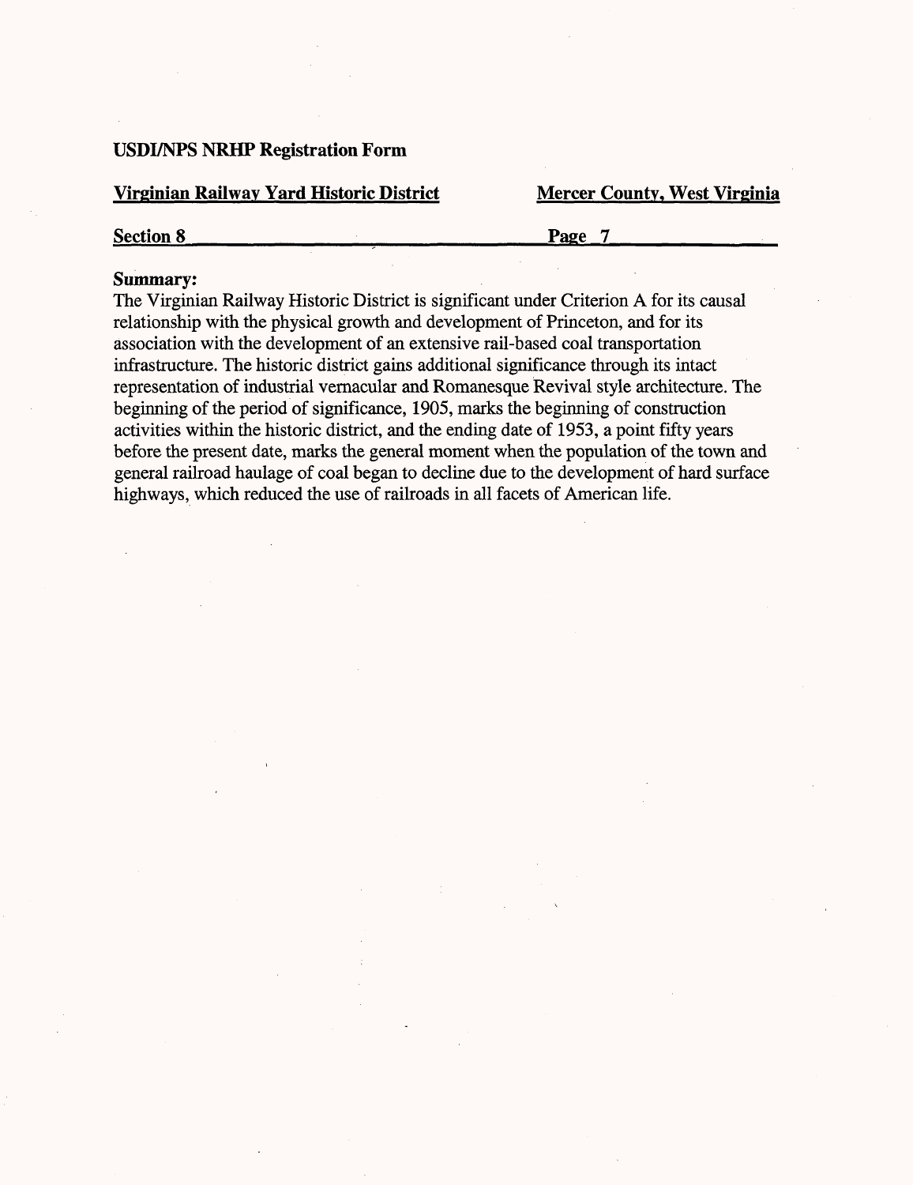**Summary:**

The Virginian Railway Historic District is significant under Criterion A for its causal relationship with the physical growth and development of Princeton, and for its association with the development of an extensive rail-based coal transportation infrastructure. The historic district gains additional significance through its intact representation of industrial vernacular and Romanesque Revival style architecture. The beginning of the period of significance, 1905, marks the beginning of construction activities within the historic district, and the ending date of 1953, a point fifty years before the present date, marks the general moment when the population of the town and general railroad haulage of coal began to decline due to the development of hard surface highways, which reduced the use of railroads in all facets of American life.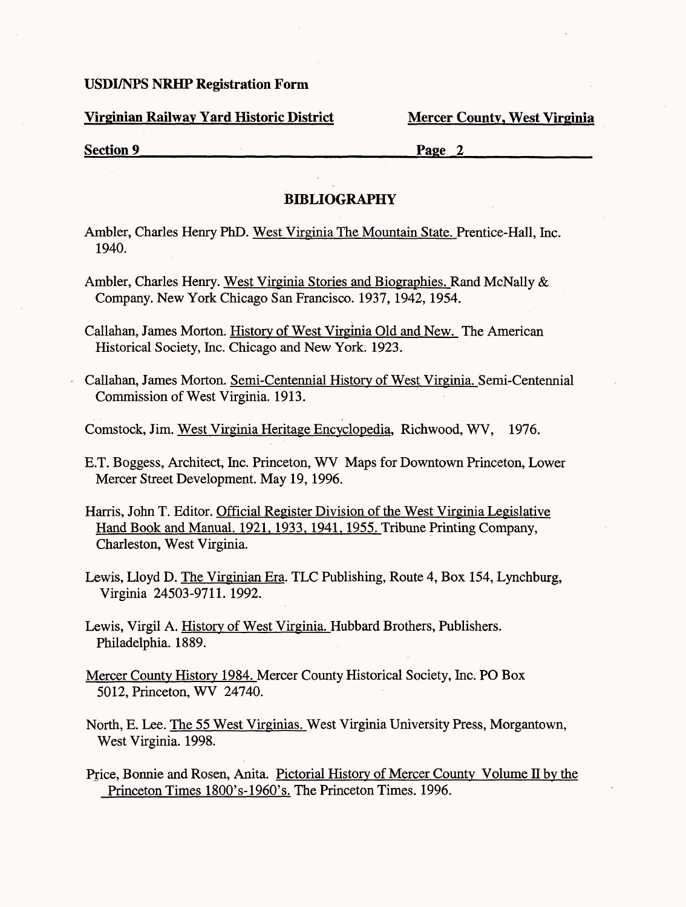## BIBLIOGRAPHY

Ambler, Charles Henry PhD. West Virginia The Mountain State. Prentice-Hall, Inc. 1940.

Ambler, Charles Henry. West Virginia Stories and Biographies. Rand McNally & Company. New York Chicago San Francisco. 1937, 1942, 1954.

Callahan, James Morton. History of West Virginia Old and New. The American Historical Society, Inc. Chicago and New York. 1923.

Callahan, James Morton. Semi-Centennial History of West Virginia. Semi-Centennial Commission of West Virginia. 1913.

Comstock, Jim. West Virginia Heritage Encyclopedia, Richwood, WV, 1976.

E.T. Boggess, Architect, Inc. Princeton, WV Maps for Downtown Princeton, Lower Mercer Street Development. May 19, 1996.

Harris, John T. Editor. Official Register Division of the West Virginia Legislative Hand Book and Manual. 1921, 1933, 1941, 1955. Tribune Printing Company, Charleston, West Virginia.

Lewis, Lloyd D. The Virginian Era. TLC Publishing, Route 4, Box 154, Lynchburg, Virginia 24503-9711. 1992.

Lewis, Virgil A. History of West Virginia. Hubbard Brothers, Publishers. Philadelphia. 1889.

Mercer County History 1984. Mercer County Historical Society, Inc. PO Box 5012, Princeton, WV 24740.

North, E. Lee. The 55 West Virginias. West Virginia University Press, Morgantown, West Virginia. 1998.

Price, Bonnie and Rosen, Anita. Pictorial History of Mercer County Volume II by the Princeton Times 1800's-1960's. The Princeton Times. 1996.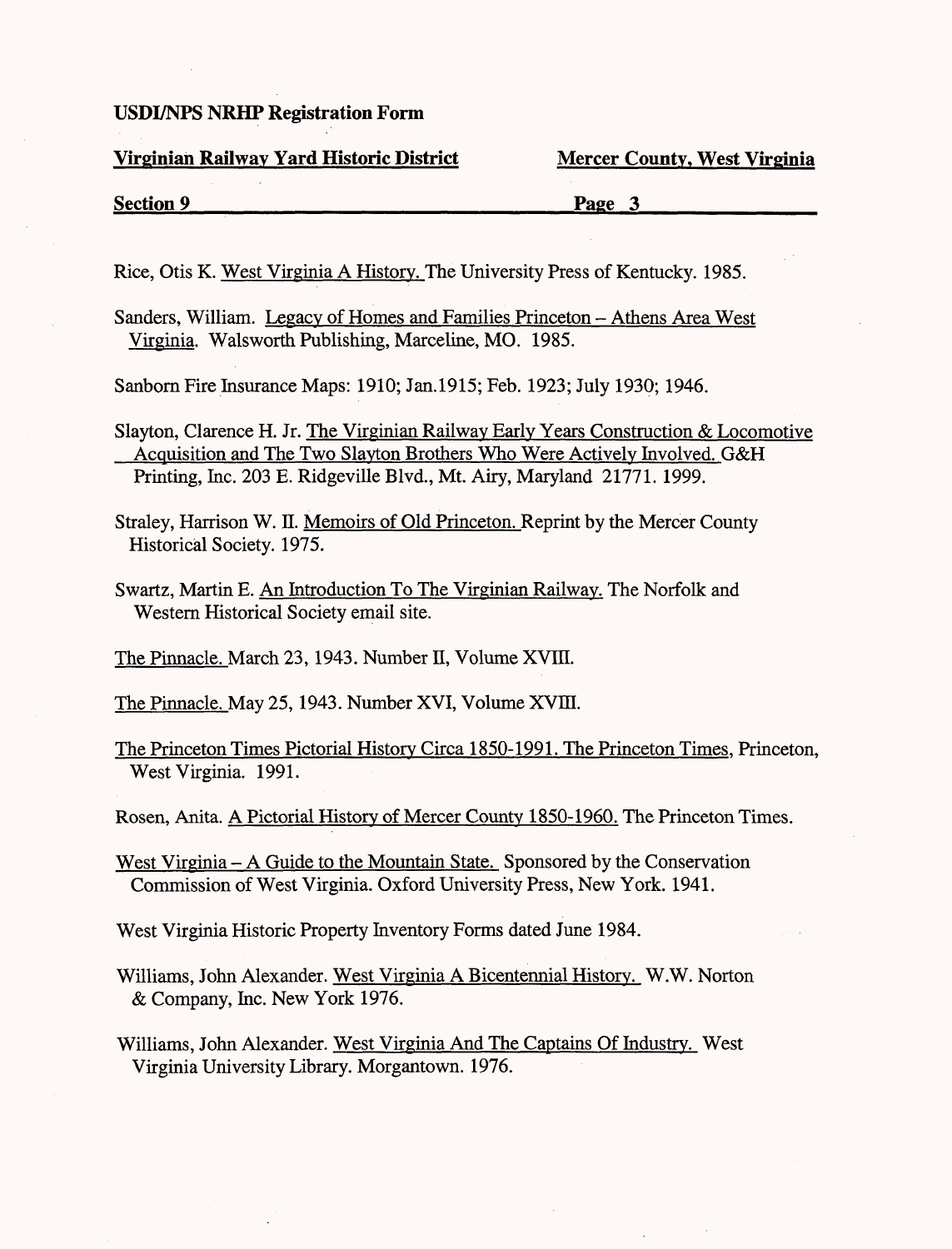Rice, Otis K. West Virginia A History. The University Press of Kentucky. 1985.

Sanders, William. Legacy of Homes and Families Princeton – Athens Area West Virginia. Walsworth Publishing, Marceline, MO. 1985.

Sanborn Fire Insurance Maps: 1910; Jan.1915; Feb. 1923; July 1930; 1946.

Slayton, Clarence H. Jr. The Virginian Railway Early Years Construction & Locomotive Acquisition and The Two Slayton Brothers Who Were Actively Involved. G&H Printing, Inc. 203 E. Ridgeville Blvd., Mt. Airy, Maryland 21771. 1999.

Straley, Harrison W. II. Memoirs of Old Princeton. Reprint by the Mercer County Historical Society. 1975.

Swartz, Martin E. An Introduction To The Virginian Railway. The Norfolk and Western Historical Society email site.

The Pinnacle. March 23, 1943. Number II, Volume XVIII.

The Pinnacle. May 25, 1943. Number XVI, Volume XVIII.

The Princeton Times Pictorial History Circa 1850-1991. The Princeton Times, Princeton, West Virginia. 1991.

Rosen, Anita. A Pictorial History of Mercer County 1850-1960. The Princeton Times.

West Virginia – A Guide to the Mountain State. Sponsored by the Conservation Commission of West Virginia. Oxford University Press, New York. 1941.

West Virginia Historic Property Inventory Forms dated June 1984.

Williams, John Alexander. West Virginia A Bicentennial History. W.W. Norton & Company, Inc. New York 1976.

Williams, John Alexander. West Virginia And The Captains Of Industry. West Virginia University Library. Morgantown. 1976.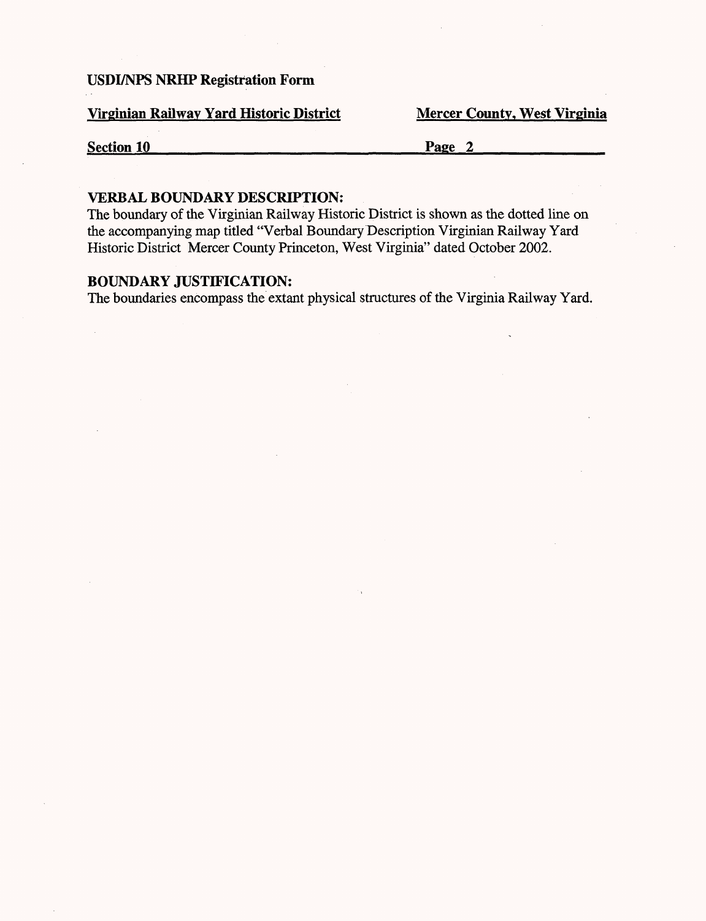## VERBAL BOUNDARY DESCRIPTION:

The boundary of the Virginian Railway Historic District is shown as the dotted line on the accompanying map titled "Verbal Boundary Description Virginian Railway Yard Historic District Mercer County Princeton, West Virginia" dated October 2002.

## BOUNDARY JUSTIFICATION:

The boundaries encompass the extant physical structures of the Virginia Railway Yard.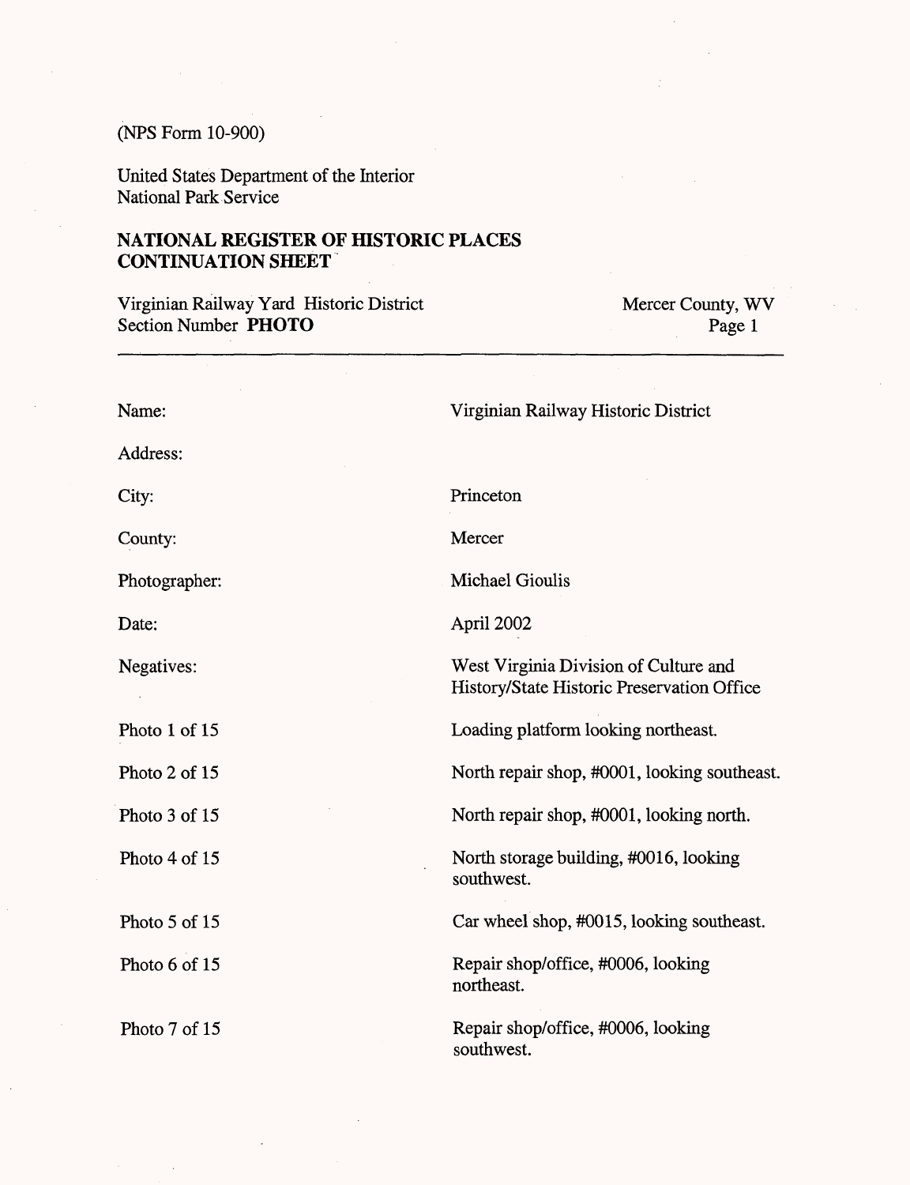(NPS Form 10-900)

United States Department of the Interior
National Park Service

**NATIONAL REGISTER OF HISTORIC PLACES**
**CONTINUATION SHEET**

Virginian Railway Yard Historic District — Mercer County, WV
Section Number **PHOTO** — Page 1

| | |
|---|---|
| Name: | Virginian Railway Historic District |
| Address: | |
| City: | Princeton |
| County: | Mercer |
| Photographer: | Michael Gioulis |
| Date: | April 2002 |
| Negatives: | West Virginia Division of Culture and History/State Historic Preservation Office |
| Photo 1 of 15 | Loading platform looking northeast. |
| Photo 2 of 15 | North repair shop, #0001, looking southeast. |
| Photo 3 of 15 | North repair shop, #0001, looking north. |
| Photo 4 of 15 | North storage building, #0016, looking southwest. |
| Photo 5 of 15 | Car wheel shop, #0015, looking southeast. |
| Photo 6 of 15 | Repair shop/office, #0006, looking northeast. |
| Photo 7 of 15 | Repair shop/office, #0006, looking southwest. |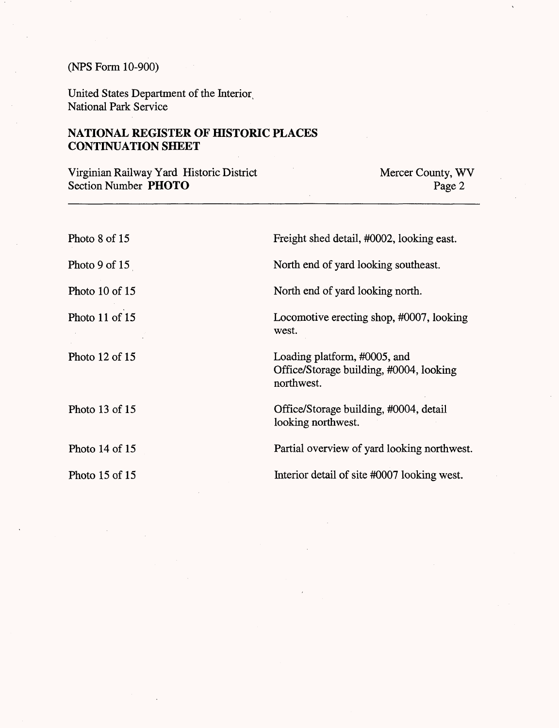(NPS Form 10-900)

United States Department of the Interior
National Park Service

**NATIONAL REGISTER OF HISTORIC PLACES CONTINUATION SHEET**

Virginian Railway Yard Historic District — Mercer County, WV
Section Number **PHOTO**

| | |
|---|---|
| Photo 8 of 15 | Freight shed detail, #0002, looking east. |
| Photo 9 of 15 | North end of yard looking southeast. |
| Photo 10 of 15 | North end of yard looking north. |
| Photo 11 of 15 | Locomotive erecting shop, #0007, looking west. |
| Photo 12 of 15 | Loading platform, #0005, and Office/Storage building, #0004, looking northwest. |
| Photo 13 of 15 | Office/Storage building, #0004, detail looking northwest. |
| Photo 14 of 15 | Partial overview of yard looking northwest. |
| Photo 15 of 15 | Interior detail of site #0007 looking west. |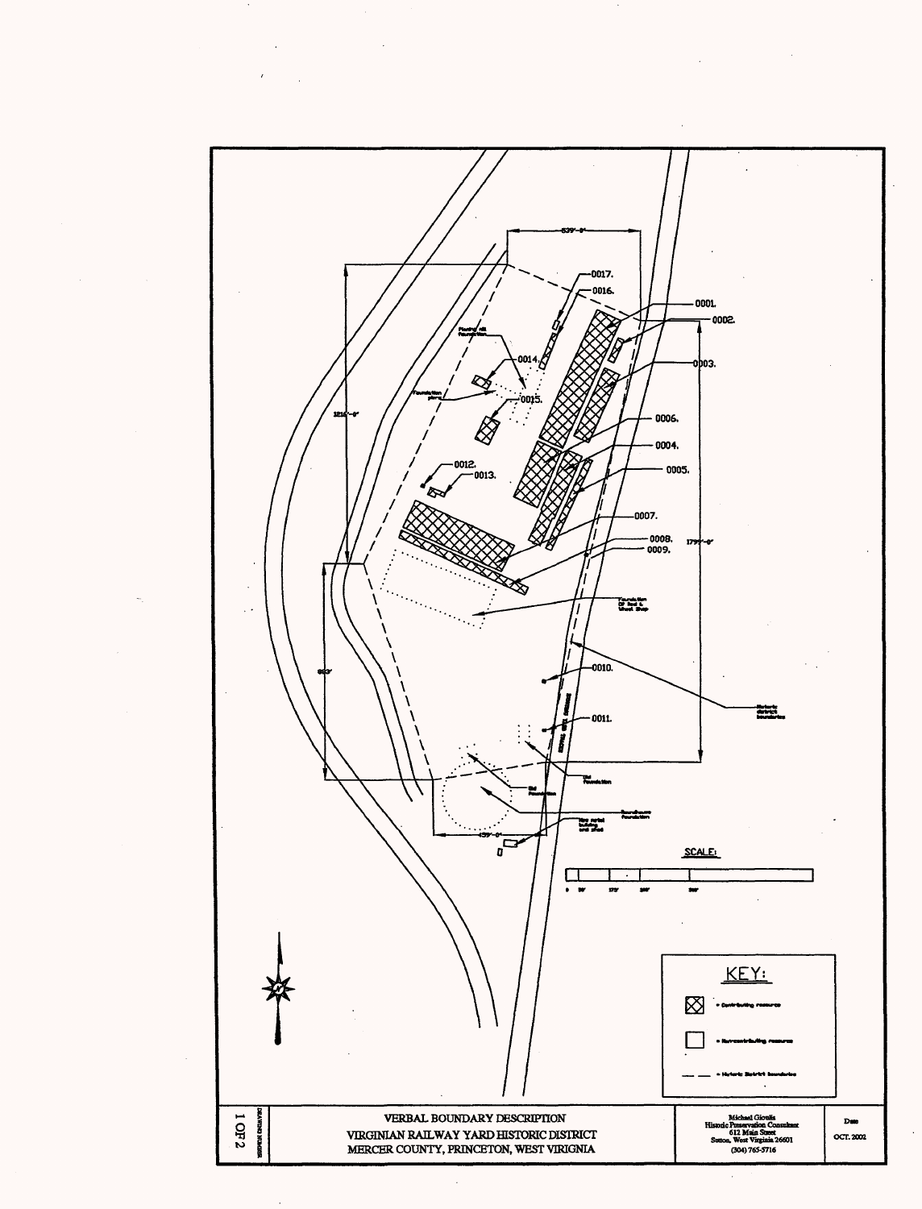539'-0"

1216'-0"

863'

1799'-0"

459'-0"

0001.

0002.

0003.

0004.

0005.

0006.

0007.

0008.

0009.

0010.

0011.

0012.

0013.

0014.

0015.

0016.

0017.

Planing mill foundation

Foundation piers

Foundation of Rod & Wheel Shop

Historic district boundaries

Old foundation

Old foundation

Roundhouse foundation

New metal building and shed

SCALE:

0 50' 175' 250' 500'

KEY:

= Contributing resource

= Non-contributing resource

= Historic District boundaries

DRAWING NUMBER

1 OF 2

VERBAL BOUNDARY DESCRIPTION

VIRGINIAN RAILWAY YARD HISTORIC DISTRICT

MERCER COUNTY, PRINCETON, WEST VIRIGNIA

Michael Gioulis
Historic Preservation Consultant
612 Main Street
Sutton, West Virginia 26601
(304) 765-5716

Date

OCT. 2002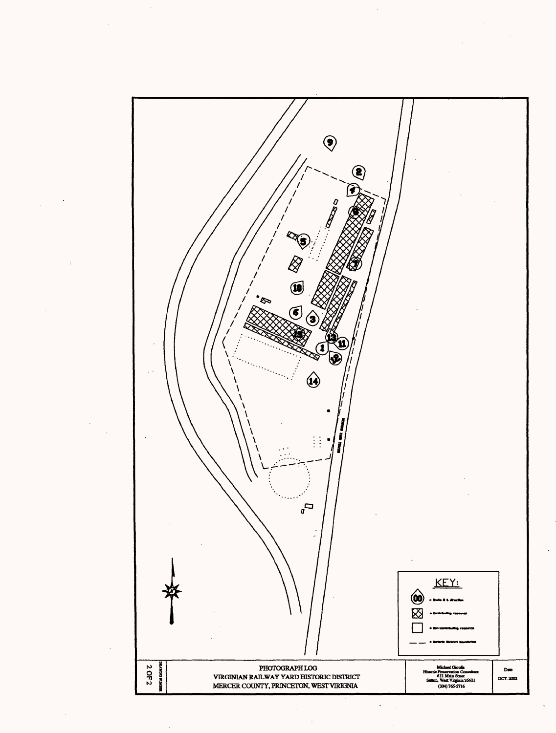KEY:

(00) = Photo # & direction

☒ = Contributing resource

☐ = Non-contributing resource

— — = Historic District boundaries

DRAWING NUMBER

2 OF 2

PHOTOGRAPH LOG
VIRGINIAN RAILWAY YARD HISTORIC DISTRICT
MERCER COUNTY, PRINCETON, WEST VIRIGNIA

Michael Gioulis
Historic Preservation Consultant
612 Main Street
Sutton, West Virginia 26601
(304) 765-5716

Date
OCT. 2002